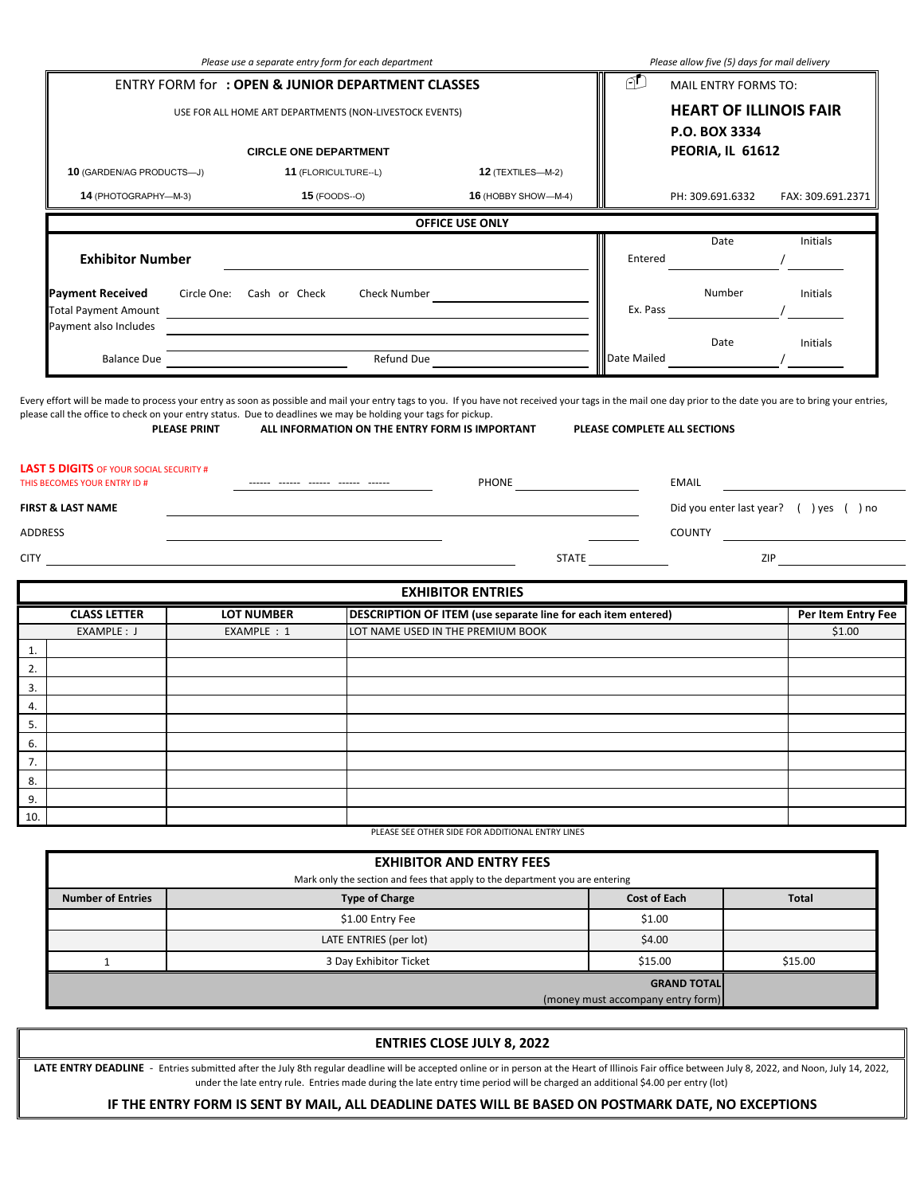*Please use a separate entry form for each department*

*Please allow five (5) days for mail delivery*

## ENTRY FORM for : OPEN & JUNIOR DEPARTMENT CLASSES

USE FOR ALL HOME ART DEPARTMENTS (NON-LIVESTOCK EVENTS)

**CIRCLE ONE DEPARTMENT**

| | | |
|---|---|---|
| **10** (GARDEN/AG PRODUCTS—J) | **11** (FLORICULTURE--L) | **12** (TEXTILES—M-2) |
| **14** (PHOTOGRAPHY—M-3) | **15** (FOODS--O) | **16** (HOBBY SHOW—M-4) |

MAIL ENTRY FORMS TO:

**HEART OF ILLINOIS FAIR**
**P.O. BOX 3334**
**PEORIA, IL 61612**

PH: 309.691.6332 FAX: 309.691.2371

### OFFICE USE ONLY

**Exhibitor Number** ____________________

**Payment Received** Circle One: Cash or Check Check Number ____________________

Total Payment Amount ____________________

Payment also Includes ____________________

Balance Due ____________________ Refund Due ____________________

Entered Date ________ / Initials ________

Ex. Pass Number ________ / Initials ________

Date Mailed Date ________ / Initials ________

Every effort will be made to process your entry as soon as possible and mail your entry tags to you. If you have not received your tags in the mail one day prior to the date you are to bring your entries, please call the office to check on your entry status. Due to deadlines we may be holding your tags for pickup.

**PLEASE PRINT** **ALL INFORMATION ON THE ENTRY FORM IS IMPORTANT** **PLEASE COMPLETE ALL SECTIONS**

**LAST 5 DIGITS** OF YOUR SOCIAL SECURITY #
THIS BECOMES YOUR ENTRY ID # ------ ------ ------ ------ ------ PHONE ____________ EMAIL ____________

**FIRST & LAST NAME** ____________________ Did you enter last year? ( ) yes ( ) no

ADDRESS ____________________ COUNTY ____________

CITY ____________________ STATE ________ ZIP ________

### EXHIBITOR ENTRIES

| | CLASS LETTER | LOT NUMBER | DESCRIPTION OF ITEM (use separate line for each item entered) | Per Item Entry Fee |
|---|---|---|---|---|
| | EXAMPLE : J | EXAMPLE : 1 | LOT NAME USED IN THE PREMIUM BOOK | $1.00 |
| 1. | | | | |
| 2. | | | | |
| 3. | | | | |
| 4. | | | | |
| 5. | | | | |
| 6. | | | | |
| 7. | | | | |
| 8. | | | | |
| 9. | | | | |
| 10. | | | | |

PLEASE SEE OTHER SIDE FOR ADDITIONAL ENTRY LINES

### EXHIBITOR AND ENTRY FEES

Mark only the section and fees that apply to the department you are entering

| Number of Entries | Type of Charge | Cost of Each | Total |
|---|---|---|---|
| | $1.00 Entry Fee | $1.00 | |
| | LATE ENTRIES (per lot) | $4.00 | |
| 1 | 3 Day Exhibitor Ticket | $15.00 | $15.00 |
| | | **GRAND TOTAL** (money must accompany entry form) | |

### ENTRIES CLOSE JULY 8, 2022

**LATE ENTRY DEADLINE** - Entries submitted after the July 8th regular deadline will be accepted online or in person at the Heart of Illinois Fair office between July 8, 2022, and Noon, July 14, 2022, under the late entry rule. Entries made during the late entry time period will be charged an additional $4.00 per entry (lot)

**IF THE ENTRY FORM IS SENT BY MAIL, ALL DEADLINE DATES WILL BE BASED ON POSTMARK DATE, NO EXCEPTIONS**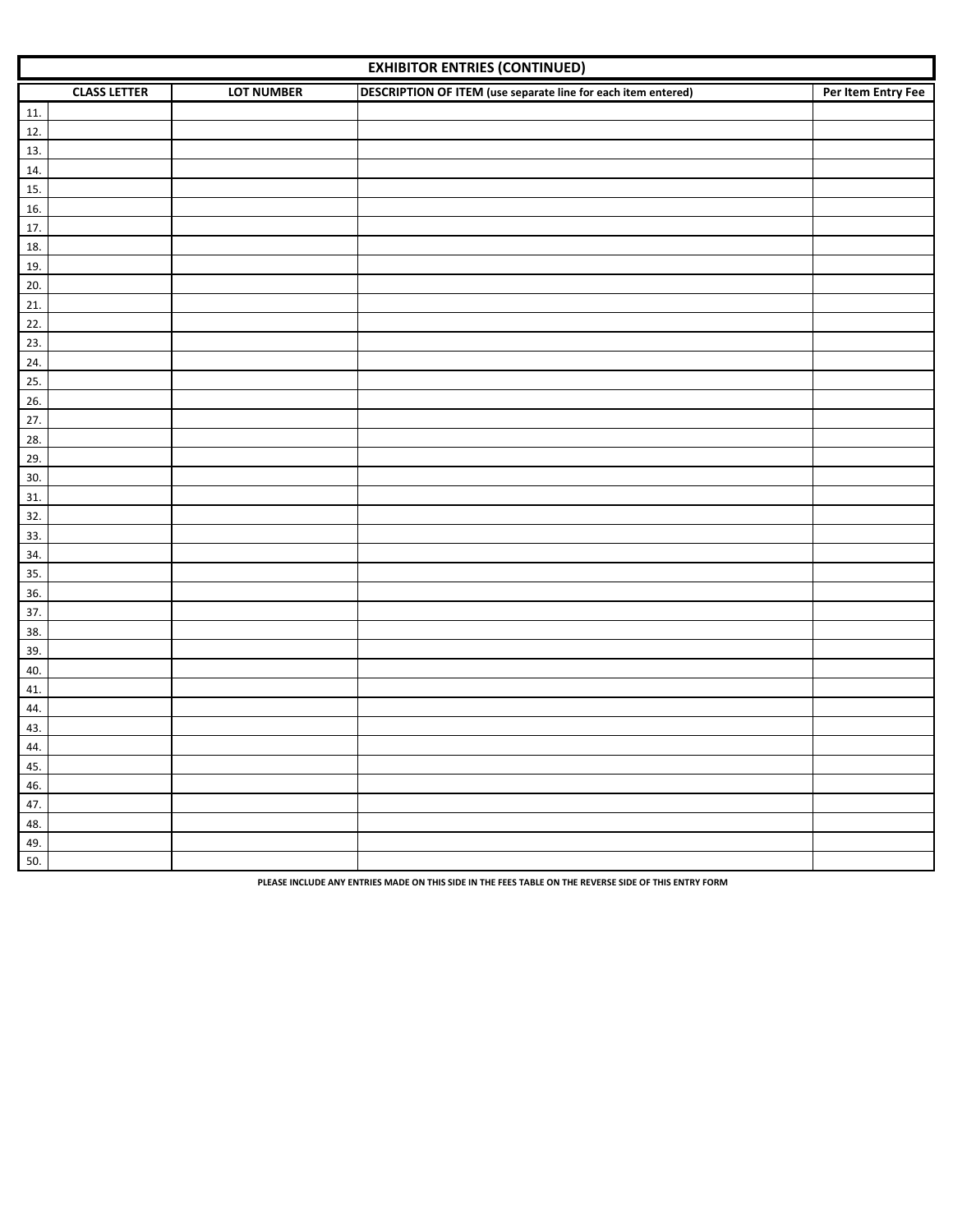## EXHIBITOR ENTRIES (CONTINUED)

| | CLASS LETTER | LOT NUMBER | DESCRIPTION OF ITEM (use separate line for each item entered) | Per Item Entry Fee |
|---|---|---|---|---|
| 11. | | | | |
| 12. | | | | |
| 13. | | | | |
| 14. | | | | |
| 15. | | | | |
| 16. | | | | |
| 17. | | | | |
| 18. | | | | |
| 19. | | | | |
| 20. | | | | |
| 21. | | | | |
| 22. | | | | |
| 23. | | | | |
| 24. | | | | |
| 25. | | | | |
| 26. | | | | |
| 27. | | | | |
| 28. | | | | |
| 29. | | | | |
| 30. | | | | |
| 31. | | | | |
| 32. | | | | |
| 33. | | | | |
| 34. | | | | |
| 35. | | | | |
| 36. | | | | |
| 37. | | | | |
| 38. | | | | |
| 39. | | | | |
| 40. | | | | |
| 41. | | | | |
| 44. | | | | |
| 43. | | | | |
| 44. | | | | |
| 45. | | | | |
| 46. | | | | |
| 47. | | | | |
| 48. | | | | |
| 49. | | | | |
| 50. | | | | |

PLEASE INCLUDE ANY ENTRIES MADE ON THIS SIDE IN THE FEES TABLE ON THE REVERSE SIDE OF THIS ENTRY FORM